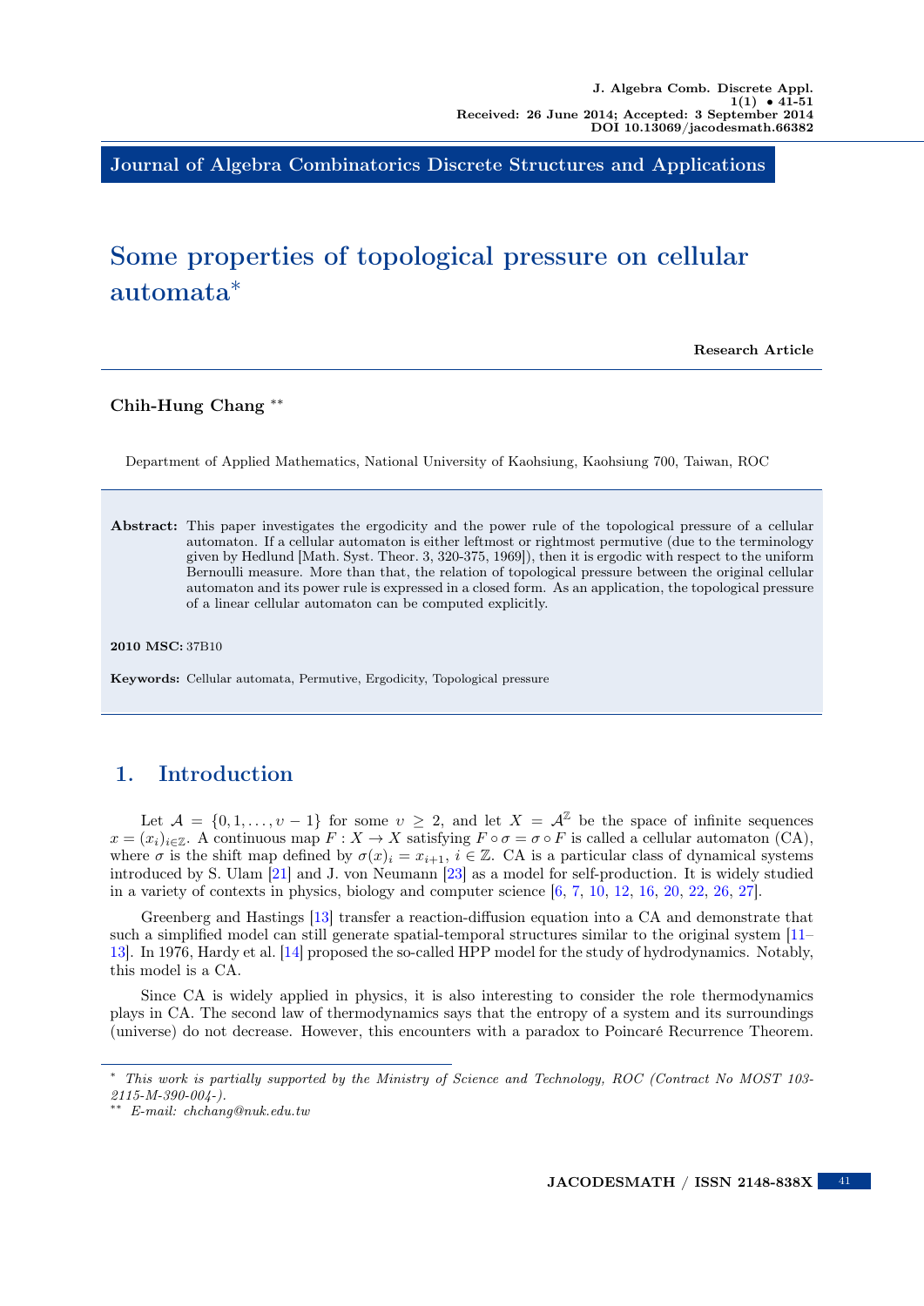Journal of Algebra Combinatorics Discrete Structures and Applications

# Some properties of topological pressure on cellular automata*

**Research Article**

**Chih-Hung Chang** **

Department of Applied Mathematics, National University of Kaohsiung, Kaohsiung 700, Taiwan, ROC

**Abstract:** This paper investigates the ergodicity and the power rule of the topological pressure of a cellular automaton. If a cellular automaton is either leftmost or rightmost permutive (due to the terminology given by Hedlund [Math. Syst. Theor. 3, 320-375, 1969]), then it is ergodic with respect to the uniform Bernoulli measure. More than that, the relation of topological pressure between the original cellular automaton and its power rule is expressed in a closed form. As an application, the topological pressure of a linear cellular automaton can be computed explicitly.

**2010 MSC:** 37B10

**Keywords:** Cellular automata, Permutive, Ergodicity, Topological pressure

## 1. Introduction

Let $\mathcal{A} = \{0, 1, \dots, \upsilon - 1\}$ for some $\upsilon \geq 2$, and let $X = \mathcal{A}^{\mathbb{Z}}$ be the space of infinite sequences $x = (x_i)_{i \in \mathbb{Z}}$. A continuous map $F : X \to X$ satisfying $F \circ \sigma = \sigma \circ F$ is called a cellular automaton (CA), where $\sigma$ is the shift map defined by $\sigma(x)_i = x_{i+1}$, $i \in \mathbb{Z}$. CA is a particular class of dynamical systems introduced by S. Ulam [21] and J. von Neumann [23] as a model for self-production. It is widely studied in a variety of contexts in physics, biology and computer science [6, 7, 10, 12, 16, 20, 22, 26, 27].

Greenberg and Hastings [13] transfer a reaction-diffusion equation into a CA and demonstrate that such a simplified model can still generate spatial-temporal structures similar to the original system [11–13]. In 1976, Hardy et al. [14] proposed the so-called HPP model for the study of hydrodynamics. Notably, this model is a CA.

Since CA is widely applied in physics, it is also interesting to consider the role thermodynamics plays in CA. The second law of thermodynamics says that the entropy of a system and its surroundings (universe) do not decrease. However, this encounters with a paradox to Poincaré Recurrence Theorem.

---

\* *This work is partially supported by the Ministry of Science and Technology, ROC (Contract No MOST 103-2115-M-390-004-).*

\*\* *E-mail: chchang@nuk.edu.tw*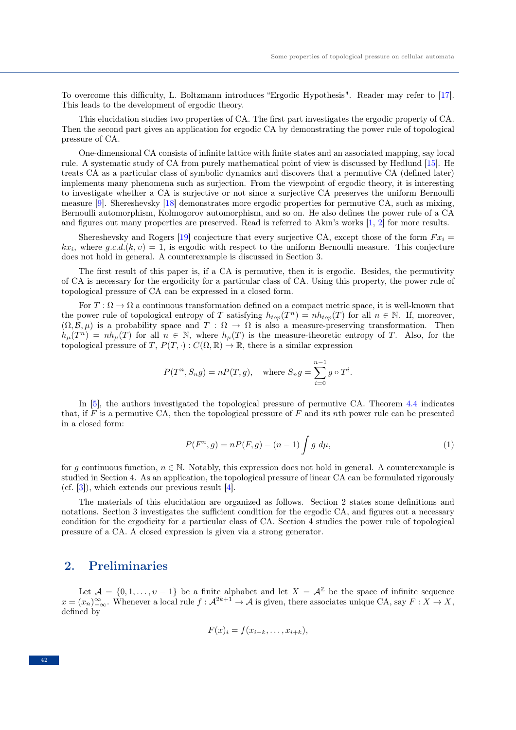To overcome this difficulty, L. Boltzmann introduces "Ergodic Hypothesis". Reader may refer to [17]. This leads to the development of ergodic theory.

This elucidation studies two properties of CA. The first part investigates the ergodic property of CA. Then the second part gives an application for ergodic CA by demonstrating the power rule of topological pressure of CA.

One-dimensional CA consists of infinite lattice with finite states and an associated mapping, say local rule. A systematic study of CA from purely mathematical point of view is discussed by Hedlund [15]. He treats CA as a particular class of symbolic dynamics and discovers that a permutive CA (defined later) implements many phenomena such as surjection. From the viewpoint of ergodic theory, it is interesting to investigate whether a CA is surjective or not since a surjective CA preserves the uniform Bernoulli measure [9]. Shereshevsky [18] demonstrates more ergodic properties for permutive CA, such as mixing, Bernoulli automorphism, Kolmogorov automorphism, and so on. He also defines the power rule of a CA and figures out many properties are preserved. Read is referred to Akın's works [1, 2] for more results.

Shereshevsky and Rogers [19] conjecture that every surjective CA, except those of the form $Fx_i = kx_i$, where $g.c.d.(k, \upsilon) = 1$, is ergodic with respect to the uniform Bernoulli measure. This conjecture does not hold in general. A counterexample is discussed in Section 3.

The first result of this paper is, if a CA is permutive, then it is ergodic. Besides, the permutivity of CA is necessary for the ergodicity for a particular class of CA. Using this property, the power rule of topological pressure of CA can be expressed in a closed form.

For $T : \Omega \to \Omega$ a continuous transformation defined on a compact metric space, it is well-known that the power rule of topological entropy of $T$ satisfying $h_{top}(T^n) = nh_{top}(T)$ for all $n \in \mathbb{N}$. If, moreover, $(\Omega, \mathcal{B}, \mu)$ is a probability space and $T : \Omega \to \Omega$ is also a measure-preserving transformation. Then $h_\mu(T^n) = nh_\mu(T)$ for all $n \in \mathbb{N}$, where $h_\mu(T)$ is the measure-theoretic entropy of $T$. Also, for the topological pressure of $T$, $P(T, \cdot) : C(\Omega, \mathbb{R}) \to \mathbb{R}$, there is a similar expression

$$P(T^n, S_n g) = nP(T, g), \quad \text{where } S_n g = \sum_{i=0}^{n-1} g \circ T^i.$$

In [5], the authors investigated the topological pressure of permutive CA. Theorem 4.4 indicates that, if $F$ is a permutive CA, then the topological pressure of $F$ and its $n$th power rule can be presented in a closed form:

$$P(F^n, g) = nP(F, g) - (n-1) \int g \, d\mu, \tag{1}$$

for $g$ continuous function, $n \in \mathbb{N}$. Notably, this expression does not hold in general. A counterexample is studied in Section 4. As an application, the topological pressure of linear CA can be formulated rigorously (cf. [3]), which extends our previous result [4].

The materials of this elucidation are organized as follows. Section 2 states some definitions and notations. Section 3 investigates the sufficient condition for the ergodic CA, and figures out a necessary condition for the ergodicity for a particular class of CA. Section 4 studies the power rule of topological pressure of a CA. A closed expression is given via a strong generator.

## 2. Preliminaries

Let $\mathcal{A} = \{0, 1, \ldots, \upsilon - 1\}$ be a finite alphabet and let $X = \mathcal{A}^{\mathbb{Z}}$ be the space of infinite sequence $x = (x_n)_{-\infty}^{\infty}$. Whenever a local rule $f : \mathcal{A}^{2k+1} \to \mathcal{A}$ is given, there associates unique CA, say $F : X \to X$, defined by

$$F(x)_i = f(x_{i-k}, \ldots, x_{i+k}),$$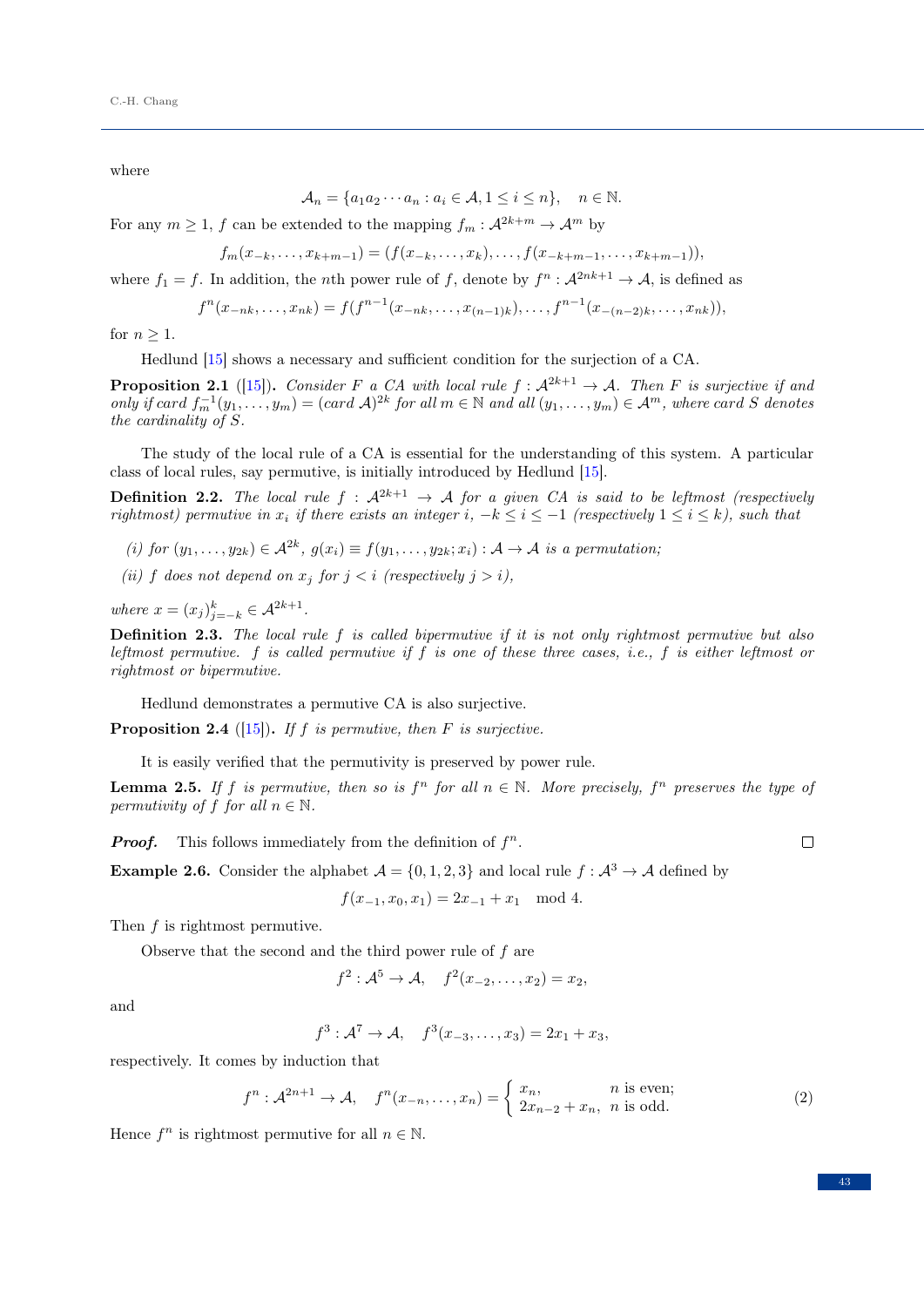where

$$\mathcal{A}_n = \{a_1 a_2 \cdots a_n : a_i \in \mathcal{A}, 1 \le i \le n\}, \quad n \in \mathbb{N}.$$

For any $m \ge 1$, $f$ can be extended to the mapping $f_m : \mathcal{A}^{2k+m} \to \mathcal{A}^m$ by

$$f_m(x_{-k}, \ldots, x_{k+m-1}) = (f(x_{-k}, \ldots, x_k), \ldots, f(x_{-k+m-1}, \ldots, x_{k+m-1})),$$

where $f_1 = f$. In addition, the $n$th power rule of $f$, denote by $f^n : \mathcal{A}^{2nk+1} \to \mathcal{A}$, is defined as

$$f^n(x_{-nk}, \ldots, x_{nk}) = f(f^{n-1}(x_{-nk}, \ldots, x_{(n-1)k}), \ldots, f^{n-1}(x_{-(n-2)k}, \ldots, x_{nk})),$$

for $n \ge 1$.

Hedlund [15] shows a necessary and sufficient condition for the surjection of a CA.

**Proposition 2.1** ([15])**.** *Consider $F$ a CA with local rule $f : \mathcal{A}^{2k+1} \to \mathcal{A}$. Then $F$ is surjective if and only if $\mathrm{card}\, f_m^{-1}(y_1, \ldots, y_m) = (\mathrm{card}\, \mathcal{A})^{2k}$ for all $m \in \mathbb{N}$ and all $(y_1, \ldots, y_m) \in \mathcal{A}^m$, where card $S$ denotes the cardinality of $S$.*

The study of the local rule of a CA is essential for the understanding of this system. A particular class of local rules, say permutive, is initially introduced by Hedlund [15].

**Definition 2.2.** *The local rule $f : \mathcal{A}^{2k+1} \to \mathcal{A}$ for a given CA is said to be leftmost (respectively rightmost) permutive in $x_i$ if there exists an integer $i$, $-k \le i \le -1$ (respectively $1 \le i \le k$), such that*

*(i) for $(y_1, \ldots, y_{2k}) \in \mathcal{A}^{2k}$, $g(x_i) \equiv f(y_1, \ldots, y_{2k}; x_i) : \mathcal{A} \to \mathcal{A}$ is a permutation;*

*(ii) $f$ does not depend on $x_j$ for $j < i$ (respectively $j > i$),*

*where $x = (x_j)_{j=-k}^{k} \in \mathcal{A}^{2k+1}$.*

**Definition 2.3.** *The local rule $f$ is called bipermutive if it is not only rightmost permutive but also leftmost permutive. $f$ is called permutive if $f$ is one of these three cases, i.e., $f$ is either leftmost or rightmost or bipermutive.*

Hedlund demonstrates a permutive CA is also surjective.

**Proposition 2.4** ([15])**.** *If $f$ is permutive, then $F$ is surjective.*

It is easily verified that the permutivity is preserved by power rule.

**Lemma 2.5.** *If $f$ is permutive, then so is $f^n$ for all $n \in \mathbb{N}$. More precisely, $f^n$ preserves the type of permutivity of $f$ for all $n \in \mathbb{N}$.*

***Proof.*** This follows immediately from the definition of $f^n$. □

**Example 2.6.** Consider the alphabet $\mathcal{A} = \{0, 1, 2, 3\}$ and local rule $f : \mathcal{A}^3 \to \mathcal{A}$ defined by

$$f(x_{-1}, x_0, x_1) = 2x_{-1} + x_1 \mod 4.$$

Then $f$ is rightmost permutive.

Observe that the second and the third power rule of $f$ are

$$f^2 : \mathcal{A}^5 \to \mathcal{A}, \quad f^2(x_{-2}, \ldots, x_2) = x_2,$$

and

$$f^3 : \mathcal{A}^7 \to \mathcal{A}, \quad f^3(x_{-3}, \ldots, x_3) = 2x_1 + x_3,$$

respectively. It comes by induction that

$$f^n : \mathcal{A}^{2n+1} \to \mathcal{A}, \quad f^n(x_{-n}, \ldots, x_n) = \begin{cases} x_n, & n \text{ is even;} \\ 2x_{n-2} + x_n, & n \text{ is odd.} \end{cases} \tag{2}$$

Hence $f^n$ is rightmost permutive for all $n \in \mathbb{N}$.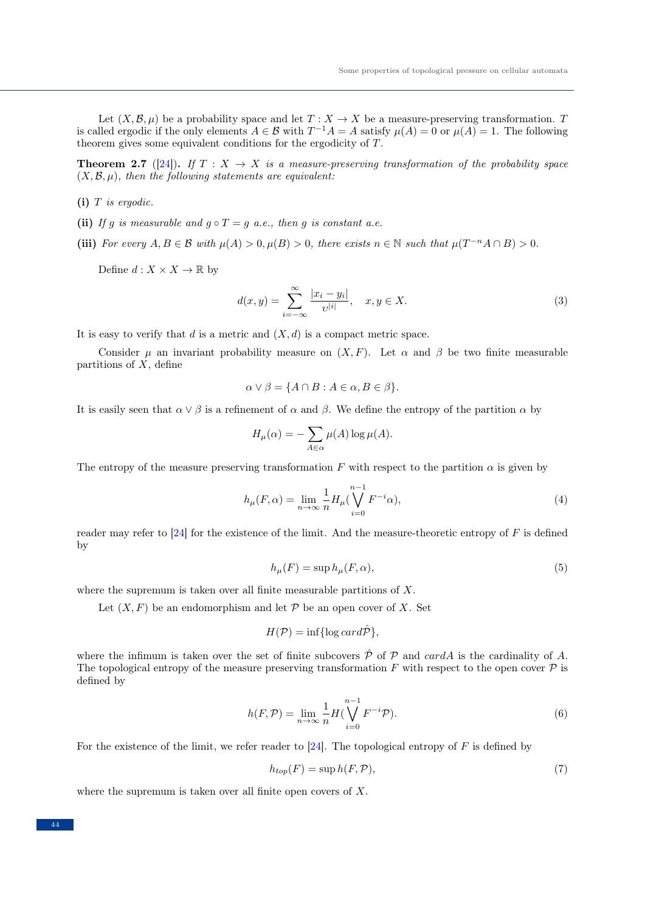Let $(X, \mathcal{B}, \mu)$ be a probability space and let $T : X \to X$ be a measure-preserving transformation. $T$ is called ergodic if the only elements $A \in \mathcal{B}$ with $T^{-1}A = A$ satisfy $\mu(A) = 0$ or $\mu(A) = 1$. The following theorem gives some equivalent conditions for the ergodicity of $T$.

**Theorem 2.7** ([24])**.** *If $T : X \to X$ is a measure-preserving transformation of the probability space $(X, \mathcal{B}, \mu)$, then the following statements are equivalent:*

**(i)** *$T$ is ergodic.*

**(ii)** *If $g$ is measurable and $g \circ T = g$ a.e., then $g$ is constant a.e.*

**(iii)** *For every $A, B \in \mathcal{B}$ with $\mu(A) > 0, \mu(B) > 0$, there exists $n \in \mathbb{N}$ such that $\mu(T^{-n}A \cap B) > 0$.*

Define $d : X \times X \to \mathbb{R}$ by

$$d(x, y) = \sum_{i=-\infty}^{\infty} \frac{|x_i - y_i|}{\upsilon^{|i|}}, \quad x, y \in X. \tag{3}$$

It is easy to verify that $d$ is a metric and $(X, d)$ is a compact metric space.

Consider $\mu$ an invariant probability measure on $(X, F)$. Let $\alpha$ and $\beta$ be two finite measurable partitions of $X$, define

$$\alpha \vee \beta = \{A \cap B : A \in \alpha, B \in \beta\}.$$

It is easily seen that $\alpha \vee \beta$ is a refinement of $\alpha$ and $\beta$. We define the entropy of the partition $\alpha$ by

$$H_\mu(\alpha) = -\sum_{A \in \alpha} \mu(A) \log \mu(A).$$

The entropy of the measure preserving transformation $F$ with respect to the partition $\alpha$ is given by

$$h_\mu(F, \alpha) = \lim_{n \to \infty} \frac{1}{n} H_\mu\Big(\bigvee_{i=0}^{n-1} F^{-i}\alpha\Big), \tag{4}$$

reader may refer to [24] for the existence of the limit. And the measure-theoretic entropy of $F$ is defined by

$$h_\mu(F) = \sup h_\mu(F, \alpha), \tag{5}$$

where the supremum is taken over all finite measurable partitions of $X$.

Let $(X, F)$ be an endomorphism and let $\mathcal{P}$ be an open cover of $X$. Set

$$H(\mathcal{P}) = \inf\{\log card\hat{\mathcal{P}}\},$$

where the infimum is taken over the set of finite subcovers $\hat{\mathcal{P}}$ of $\mathcal{P}$ and $cardA$ is the cardinality of $A$. The topological entropy of the measure preserving transformation $F$ with respect to the open cover $\mathcal{P}$ is defined by

$$h(F, \mathcal{P}) = \lim_{n \to \infty} \frac{1}{n} H\Big(\bigvee_{i=0}^{n-1} F^{-i}\mathcal{P}\Big). \tag{6}$$

For the existence of the limit, we refer reader to [24]. The topological entropy of $F$ is defined by

$$h_{top}(F) = \sup h(F, \mathcal{P}), \tag{7}$$

where the supremum is taken over all finite open covers of $X$.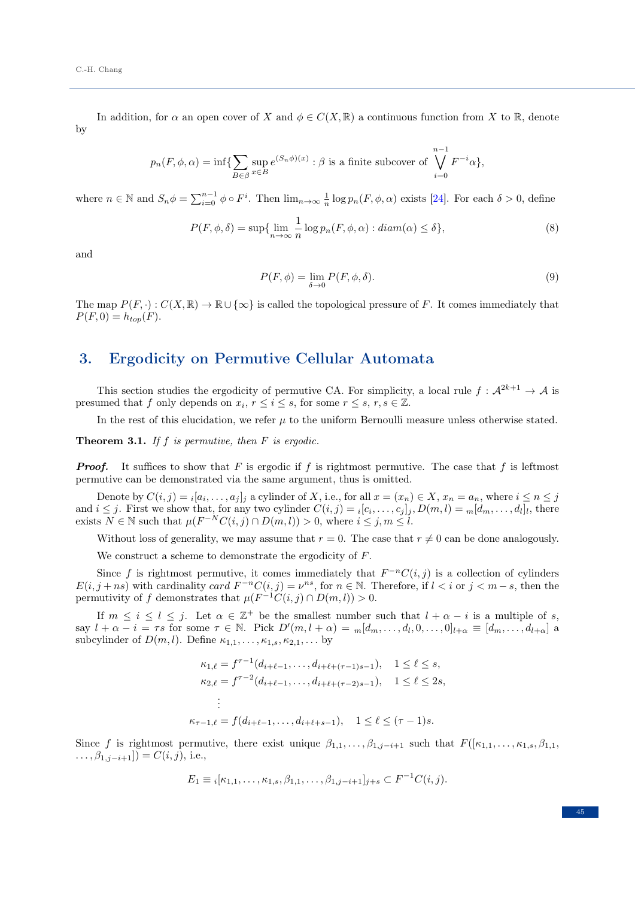In addition, for $\alpha$ an open cover of $X$ and $\phi \in C(X, \mathbb{R})$ a continuous function from $X$ to $\mathbb{R}$, denote by

$$p_n(F, \phi, \alpha) = \inf\{\sum_{B \in \beta} \sup_{x \in B} e^{(S_n\phi)(x)} : \beta \text{ is a finite subcover of } \bigvee_{i=0}^{n-1} F^{-i}\alpha\},$$

where $n \in \mathbb{N}$ and $S_n\phi = \sum_{i=0}^{n-1} \phi \circ F^i$. Then $\lim_{n\to\infty} \frac{1}{n} \log p_n(F, \phi, \alpha)$ exists [24]. For each $\delta > 0$, define

$$P(F, \phi, \delta) = \sup\{\lim_{n\to\infty} \frac{1}{n} \log p_n(F, \phi, \alpha) : diam(\alpha) \leq \delta\}, \tag{8}$$

and

$$P(F, \phi) = \lim_{\delta \to 0} P(F, \phi, \delta). \tag{9}$$

The map $P(F, \cdot) : C(X, \mathbb{R}) \to \mathbb{R} \cup \{\infty\}$ is called the topological pressure of $F$. It comes immediately that $P(F, 0) = h_{top}(F)$.

## 3. Ergodicity on Permutive Cellular Automata

This section studies the ergodicity of permutive CA. For simplicity, a local rule $f : \mathcal{A}^{2k+1} \to \mathcal{A}$ is presumed that $f$ only depends on $x_i$, $r \leq i \leq s$, for some $r \leq s$, $r, s \in \mathbb{Z}$.

In the rest of this elucidation, we refer $\mu$ to the uniform Bernoulli measure unless otherwise stated.

**Theorem 3.1.** *If $f$ is permutive, then $F$ is ergodic.*

***Proof.*** It suffices to show that $F$ is ergodic if $f$ is rightmost permutive. The case that $f$ is leftmost permutive can be demonstrated via the same argument, thus is omitted.

Denote by $C(i, j) = {}_i[a_i, \ldots, a_j]_j$ a cylinder of $X$, i.e., for all $x = (x_n) \in X$, $x_n = a_n$, where $i \leq n \leq j$ and $i \leq j$. First we show that, for any two cylinder $C(i, j) = {}_i[c_i, \ldots, c_j]_j, D(m, l) = {}_m[d_m, \ldots, d_l]_l$, there exists $N \in \mathbb{N}$ such that $\mu(F^{-N}C(i, j) \cap D(m, l)) > 0$, where $i \leq j, m \leq l$.

Without loss of generality, we may assume that $r = 0$. The case that $r \neq 0$ can be done analogously.

We construct a scheme to demonstrate the ergodicity of $F$.

Since $f$ is rightmost permutive, it comes immediately that $F^{-n}C(i, j)$ is a collection of cylinders $E(i, j + ns)$ with cardinality *card* $F^{-n}C(i, j) = \nu^{ns}$, for $n \in \mathbb{N}$. Therefore, if $l < i$ or $j < m - s$, then the permutivity of $f$ demonstrates that $\mu(F^{-1}C(i, j) \cap D(m, l)) > 0$.

If $m \leq i \leq l \leq j$. Let $\alpha \in \mathbb{Z}^+$ be the smallest number such that $l + \alpha - i$ is a multiple of $s$, say $l + \alpha - i = \tau s$ for some $\tau \in \mathbb{N}$. Pick $D'(m, l + \alpha) = {}_m[d_m, \ldots, d_l, 0, \ldots, 0]_{l+\alpha} \equiv [d_m, \ldots, d_{l+\alpha}]$ a subcylinder of $D(m, l)$. Define $\kappa_{1,1}, \ldots, \kappa_{1,s}, \kappa_{2,1}, \ldots$ by

$$\begin{aligned}
\kappa_{1,\ell} &= f^{\tau-1}(d_{i+\ell-1}, \ldots, d_{i+\ell+(\tau-1)s-1}), \quad 1 \leq \ell \leq s, \\
\kappa_{2,\ell} &= f^{\tau-2}(d_{i+\ell-1}, \ldots, d_{i+\ell+(\tau-2)s-1}), \quad 1 \leq \ell \leq 2s, \\
&\vdots \\
\kappa_{\tau-1,\ell} &= f(d_{i+\ell-1}, \ldots, d_{i+\ell+s-1}), \quad 1 \leq \ell \leq (\tau-1)s.
\end{aligned}$$

Since $f$ is rightmost permutive, there exist unique $\beta_{1,1}, \ldots, \beta_{1,j-i+1}$ such that $F([\kappa_{1,1}, \ldots, \kappa_{1,s}, \beta_{1,1}, \ldots, \beta_{1,j-i+1}]) = C(i, j)$, i.e.,

$$E_1 \equiv {}_i[\kappa_{1,1}, \ldots, \kappa_{1,s}, \beta_{1,1}, \ldots, \beta_{1,j-i+1}]_{j+s} \subset F^{-1}C(i, j).$$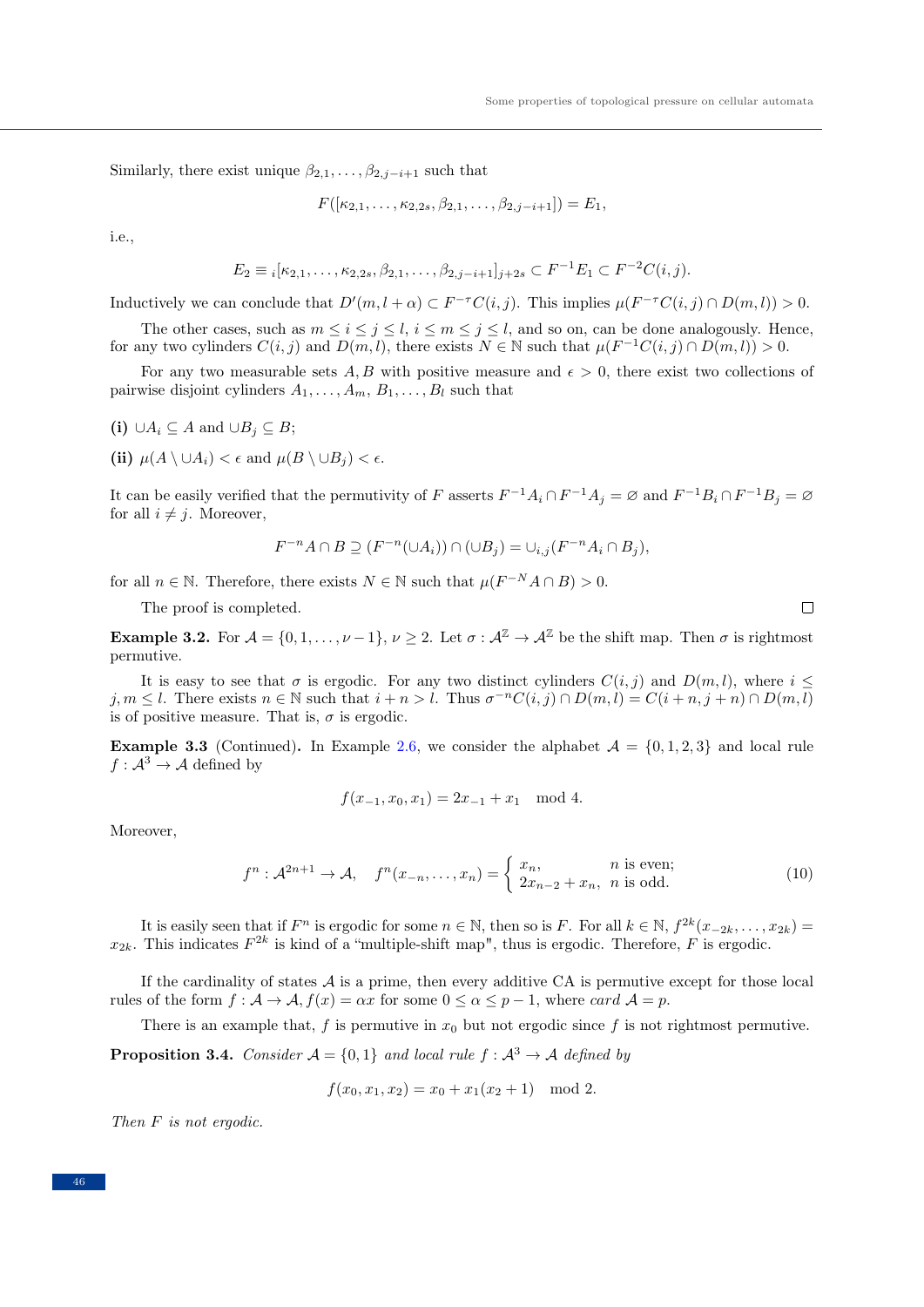Similarly, there exist unique $\beta_{2,1}, \ldots, \beta_{2,j-i+1}$ such that

$$F([\kappa_{2,1}, \ldots, \kappa_{2,2s}, \beta_{2,1}, \ldots, \beta_{2,j-i+1}]) = E_1,$$

i.e.,

$$E_2 \equiv {}_i[\kappa_{2,1}, \ldots, \kappa_{2,2s}, \beta_{2,1}, \ldots, \beta_{2,j-i+1}]_{j+2s} \subset F^{-1}E_1 \subset F^{-2}C(i,j).$$

Inductively we can conclude that $D'(m, l+\alpha) \subset F^{-\tau}C(i,j)$. This implies $\mu(F^{-\tau}C(i,j) \cap D(m,l)) > 0$.

The other cases, such as $m \le i \le j \le l$, $i \le m \le j \le l$, and so on, can be done analogously. Hence, for any two cylinders $C(i,j)$ and $D(m,l)$, there exists $N \in \mathbb{N}$ such that $\mu(F^{-1}C(i,j) \cap D(m,l)) > 0$.

For any two measurable sets $A, B$ with positive measure and $\epsilon > 0$, there exist two collections of pairwise disjoint cylinders $A_1, \ldots, A_m$, $B_1, \ldots, B_l$ such that

**(i)** $\cup A_i \subseteq A$ and $\cup B_j \subseteq B$;

**(ii)** $\mu(A \setminus \cup A_i) < \epsilon$ and $\mu(B \setminus \cup B_j) < \epsilon$.

It can be easily verified that the permutivity of $F$ asserts $F^{-1}A_i \cap F^{-1}A_j = \varnothing$ and $F^{-1}B_i \cap F^{-1}B_j = \varnothing$ for all $i \neq j$. Moreover,

$$F^{-n}A \cap B \supseteq (F^{-n}(\cup A_i)) \cap (\cup B_j) = \cup_{i,j}(F^{-n}A_i \cap B_j),$$

for all $n \in \mathbb{N}$. Therefore, there exists $N \in \mathbb{N}$ such that $\mu(F^{-N}A \cap B) > 0$.

The proof is completed. □

**Example 3.2.** For $\mathcal{A} = \{0, 1, \ldots, \nu - 1\}$, $\nu \ge 2$. Let $\sigma : \mathcal{A}^{\mathbb{Z}} \to \mathcal{A}^{\mathbb{Z}}$ be the shift map. Then $\sigma$ is rightmost permutive.

It is easy to see that $\sigma$ is ergodic. For any two distinct cylinders $C(i,j)$ and $D(m,l)$, where $i \le j, m \le l$. There exists $n \in \mathbb{N}$ such that $i + n > l$. Thus $\sigma^{-n}C(i,j) \cap D(m,l) = C(i+n, j+n) \cap D(m,l)$ is of positive measure. That is, $\sigma$ is ergodic.

**Example 3.3** (Continued)**.** In Example 2.6, we consider the alphabet $\mathcal{A} = \{0, 1, 2, 3\}$ and local rule $f : \mathcal{A}^3 \to \mathcal{A}$ defined by

$$f(x_{-1}, x_0, x_1) = 2x_{-1} + x_1 \mod 4.$$

Moreover,

$$f^n : \mathcal{A}^{2n+1} \to \mathcal{A}, \quad f^n(x_{-n}, \ldots, x_n) = \begin{cases} x_n, & n \text{ is even;} \\ 2x_{n-2} + x_n, & n \text{ is odd.} \end{cases} \tag{10}$$

It is easily seen that if $F^n$ is ergodic for some $n \in \mathbb{N}$, then so is $F$. For all $k \in \mathbb{N}$, $f^{2k}(x_{-2k}, \ldots, x_{2k}) = x_{2k}$. This indicates $F^{2k}$ is kind of a "multiple-shift map", thus is ergodic. Therefore, $F$ is ergodic.

If the cardinality of states $\mathcal{A}$ is a prime, then every additive CA is permutive except for those local rules of the form $f : \mathcal{A} \to \mathcal{A}, f(x) = \alpha x$ for some $0 \le \alpha \le p - 1$, where $\mathit{card}\ \mathcal{A} = p$.

There is an example that, $f$ is permutive in $x_0$ but not ergodic since $f$ is not rightmost permutive.

**Proposition 3.4.** *Consider $\mathcal{A} = \{0, 1\}$ and local rule $f : \mathcal{A}^3 \to \mathcal{A}$ defined by*

$$f(x_0, x_1, x_2) = x_0 + x_1(x_2 + 1) \mod 2.$$

*Then $F$ is not ergodic.*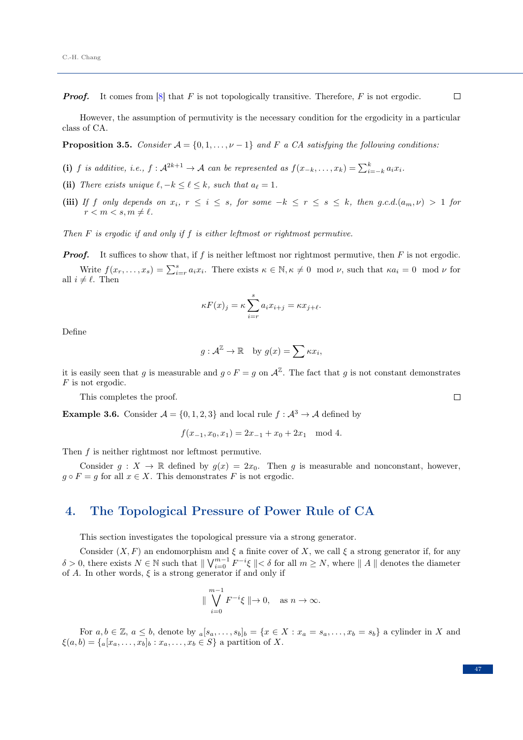***Proof.*** It comes from [8] that $F$ is not topologically transitive. Therefore, $F$ is not ergodic. □

However, the assumption of permutivity is the necessary condition for the ergodicity in a particular class of CA.

**Proposition 3.5.** *Consider $\mathcal{A} = \{0, 1, \ldots, \nu - 1\}$ and $F$ a CA satisfying the following conditions:*

**(i)** *$f$ is additive, i.e., $f : \mathcal{A}^{2k+1} \to \mathcal{A}$ can be represented as $f(x_{-k}, \ldots, x_k) = \sum_{i=-k}^{k} a_i x_i$.*

**(ii)** *There exists unique $\ell, -k \le \ell \le k$, such that $a_\ell = 1$.*

**(iii)** *If $f$ only depends on $x_i$, $r \le i \le s$, for some $-k \le r \le s \le k$, then g.c.d.$(a_m, \nu) > 1$ for $r < m < s, m \ne \ell$.*

*Then $F$ is ergodic if and only if $f$ is either leftmost or rightmost permutive.*

***Proof.*** It suffices to show that, if $f$ is neither leftmost nor rightmost permutive, then $F$ is not ergodic.

Write $f(x_r, \ldots, x_s) = \sum_{i=r}^{s} a_i x_i$. There exists $\kappa \in \mathbb{N}, \kappa \ne 0 \mod \nu$, such that $\kappa a_i = 0 \mod \nu$ for all $i \ne \ell$. Then

$$\kappa F(x)_j = \kappa \sum_{i=r}^{s} a_i x_{i+j} = \kappa x_{j+\ell}.$$

Define

$$g : \mathcal{A}^{\mathbb{Z}} \to \mathbb{R} \quad \text{by } g(x) = \sum \kappa x_i,$$

it is easily seen that $g$ is measurable and $g \circ F = g$ on $\mathcal{A}^{\mathbb{Z}}$. The fact that $g$ is not constant demonstrates $F$ is not ergodic.

This completes the proof. □

**Example 3.6.** Consider $\mathcal{A} = \{0, 1, 2, 3\}$ and local rule $f : \mathcal{A}^3 \to \mathcal{A}$ defined by

$$f(x_{-1}, x_0, x_1) = 2x_{-1} + x_0 + 2x_1 \mod 4.$$

Then $f$ is neither rightmost nor leftmost permutive.

Consider $g : X \to \mathbb{R}$ defined by $g(x) = 2x_0$. Then $g$ is measurable and nonconstant, however, $g \circ F = g$ for all $x \in X$. This demonstrates $F$ is not ergodic.

## 4. The Topological Pressure of Power Rule of CA

This section investigates the topological pressure via a strong generator.

Consider $(X, F)$ an endomorphism and $\xi$ a finite cover of $X$, we call $\xi$ a strong generator if, for any $\delta > 0$, there exists $N \in \mathbb{N}$ such that $\| \bigvee_{i=0}^{m-1} F^{-i}\xi \| < \delta$ for all $m \ge N$, where $\| A \|$ denotes the diameter of $A$. In other words, $\xi$ is a strong generator if and only if

$$\| \bigvee_{i=0}^{m-1} F^{-i}\xi \| \to 0, \quad \text{as } n \to \infty.$$

For $a, b \in \mathbb{Z}$, $a \le b$, denote by ${}_a[s_a, \ldots, s_b]_b = \{x \in X : x_a = s_a, \ldots, x_b = s_b\}$ a cylinder in $X$ and $\xi(a, b) = \{{}_a[x_a, \ldots, x_b]_b : x_a, \ldots, x_b \in S\}$ a partition of $X$.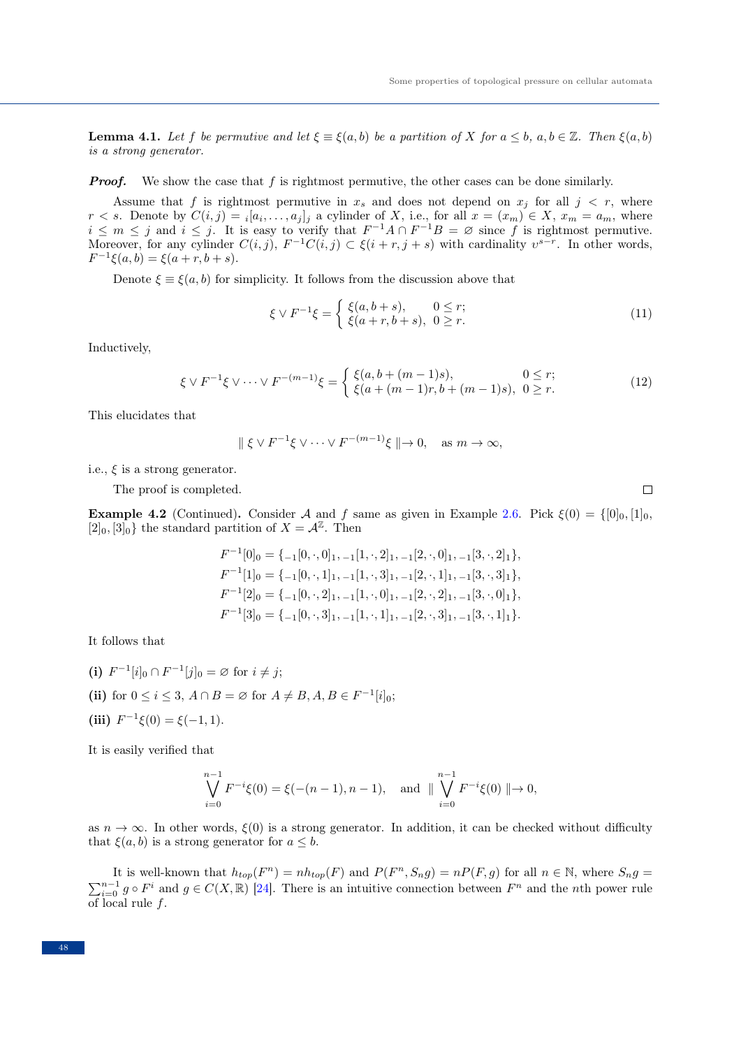**Lemma 4.1.** *Let $f$ be permutive and let $\xi \equiv \xi(a, b)$ be a partition of $X$ for $a \leq b$, $a, b \in \mathbb{Z}$. Then $\xi(a, b)$ is a strong generator.*

***Proof.*** We show the case that $f$ is rightmost permutive, the other cases can be done similarly.

Assume that $f$ is rightmost permutive in $x_s$ and does not depend on $x_j$ for all $j < r$, where $r < s$. Denote by $C(i, j) = {}_i[a_i, \ldots, a_j]_j$ a cylinder of $X$, i.e., for all $x = (x_m) \in X$, $x_m = a_m$, where $i \leq m \leq j$ and $i \leq j$. It is easy to verify that $F^{-1}A \cap F^{-1}B = \varnothing$ since $f$ is rightmost permutive. Moreover, for any cylinder $C(i, j)$, $F^{-1}C(i, j) \subset \xi(i + r, j + s)$ with cardinality $\upsilon^{s-r}$. In other words, $F^{-1}\xi(a, b) = \xi(a + r, b + s)$.

Denote $\xi \equiv \xi(a, b)$ for simplicity. It follows from the discussion above that

$$\xi \vee F^{-1}\xi = \begin{cases} \xi(a, b + s), & 0 \leq r; \\ \xi(a + r, b + s), & 0 \geq r. \end{cases} \tag{11}$$

Inductively,

$$\xi \vee F^{-1}\xi \vee \cdots \vee F^{-(m-1)}\xi = \begin{cases} \xi(a, b + (m-1)s), & 0 \leq r; \\ \xi(a + (m-1)r, b + (m-1)s), & 0 \geq r. \end{cases} \tag{12}$$

This elucidates that

$$\| \xi \vee F^{-1}\xi \vee \cdots \vee F^{-(m-1)}\xi \| \to 0, \quad \text{as } m \to \infty,$$

i.e., $\xi$ is a strong generator.

The proof is completed. $\square$

**Example 4.2** (Continued)**.** Consider $\mathcal{A}$ and $f$ same as given in Example 2.6. Pick $\xi(0) = \{[0]_0, [1]_0, [2]_0, [3]_0\}$ the standard partition of $X = \mathcal{A}^{\mathbb{Z}}$. Then

$$\begin{aligned}
F^{-1}[0]_0 &= \{{}_{-1}[0, \cdot, 0]_1, {}_{-1}[1, \cdot, 2]_1, {}_{-1}[2, \cdot, 0]_1, {}_{-1}[3, \cdot, 2]_1\}, \\
F^{-1}[1]_0 &= \{{}_{-1}[0, \cdot, 1]_1, {}_{-1}[1, \cdot, 3]_1, {}_{-1}[2, \cdot, 1]_1, {}_{-1}[3, \cdot, 3]_1\}, \\
F^{-1}[2]_0 &= \{{}_{-1}[0, \cdot, 2]_1, {}_{-1}[1, \cdot, 0]_1, {}_{-1}[2, \cdot, 2]_1, {}_{-1}[3, \cdot, 0]_1\}, \\
F^{-1}[3]_0 &= \{{}_{-1}[0, \cdot, 3]_1, {}_{-1}[1, \cdot, 1]_1, {}_{-1}[2, \cdot, 3]_1, {}_{-1}[3, \cdot, 1]_1\}.
\end{aligned}$$

It follows that

**(i)** $F^{-1}[i]_0 \cap F^{-1}[j]_0 = \varnothing$ for $i \neq j$;

**(ii)** for $0 \leq i \leq 3$, $A \cap B = \varnothing$ for $A \neq B, A, B \in F^{-1}[i]_0$;

**(iii)** $F^{-1}\xi(0) = \xi(-1, 1)$.

It is easily verified that

$$\bigvee_{i=0}^{n-1} F^{-i}\xi(0) = \xi(-(n-1), n-1), \quad \text{and } \| \bigvee_{i=0}^{n-1} F^{-i}\xi(0) \| \to 0,$$

as $n \to \infty$. In other words, $\xi(0)$ is a strong generator. In addition, it can be checked without difficulty that $\xi(a, b)$ is a strong generator for $a \leq b$.

It is well-known that $h_{top}(F^n) = nh_{top}(F)$ and $P(F^n, S_n g) = nP(F, g)$ for all $n \in \mathbb{N}$, where $S_n g = \sum_{i=0}^{n-1} g \circ F^i$ and $g \in C(X, \mathbb{R})$ [24]. There is an intuitive connection between $F^n$ and the $n$th power rule of local rule $f$.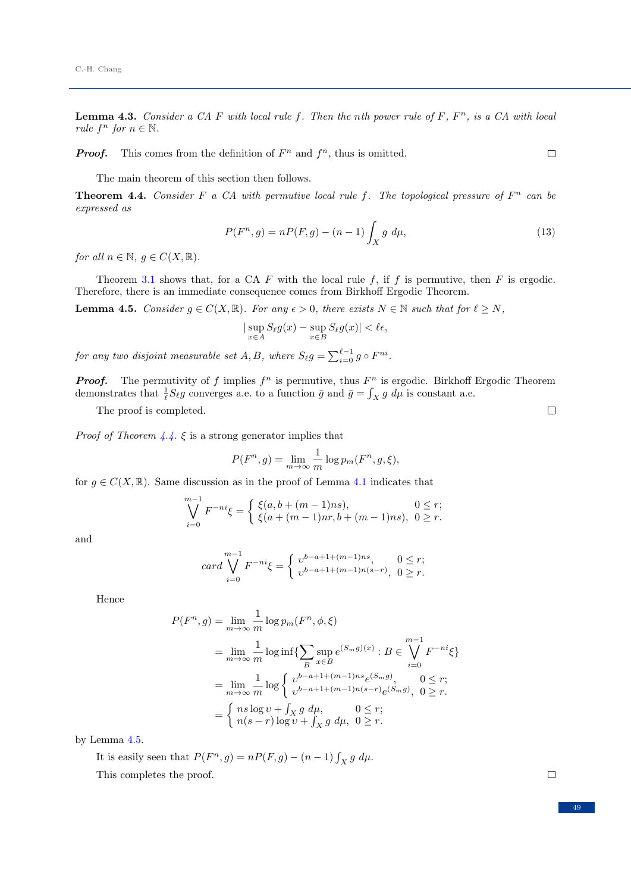**Lemma 4.3.** *Consider a CA $F$ with local rule $f$. Then the nth power rule of $F$, $F^n$, is a CA with local rule $f^n$ for $n \in \mathbb{N}$.*

***Proof.*** This comes from the definition of $F^n$ and $f^n$, thus is omitted. □

The main theorem of this section then follows.

**Theorem 4.4.** *Consider $F$ a CA with permutive local rule $f$. The topological pressure of $F^n$ can be expressed as*

$$P(F^n, g) = nP(F, g) - (n-1)\int_X g \; d\mu, \tag{13}$$

*for all $n \in \mathbb{N}$, $g \in C(X, \mathbb{R})$.*

Theorem 3.1 shows that, for a CA $F$ with the local rule $f$, if $f$ is permutive, then $F$ is ergodic. Therefore, there is an immediate consequence comes from Birkhoff Ergodic Theorem.

**Lemma 4.5.** *Consider $g \in C(X, \mathbb{R})$. For any $\epsilon > 0$, there exists $N \in \mathbb{N}$ such that for $\ell \geq N$,*

$$|\sup_{x \in A} S_\ell g(x) - \sup_{x \in B} S_\ell g(x)| < \ell\epsilon,$$

*for any two disjoint measurable set $A, B$, where $S_\ell g = \sum_{i=0}^{\ell-1} g \circ F^{ni}$.*

***Proof.*** The permutivity of $f$ implies $f^n$ is permutive, thus $F^n$ is ergodic. Birkhoff Ergodic Theorem demonstrates that $\frac{1}{\ell} S_\ell g$ converges a.e. to a function $\bar{g}$ and $\bar{g} = \int_X g \; d\mu$ is constant a.e.

The proof is completed. □

*Proof of Theorem 4.4.* $\xi$ is a strong generator implies that

$$P(F^n, g) = \lim_{m \to \infty} \frac{1}{m} \log p_m(F^n, g, \xi),$$

for $g \in C(X, \mathbb{R})$. Same discussion as in the proof of Lemma 4.1 indicates that

$$\bigvee_{i=0}^{m-1} F^{-ni}\xi = \begin{cases} \xi(a, b + (m-1)ns), & 0 \leq r; \\ \xi(a + (m-1)nr, b + (m-1)ns), & 0 \geq r. \end{cases}$$

and

$$card \bigvee_{i=0}^{m-1} F^{-ni}\xi = \begin{cases} \upsilon^{b-a+1+(m-1)ns}, & 0 \leq r; \\ \upsilon^{b-a+1+(m-1)n(s-r)}, & 0 \geq r. \end{cases}$$

Hence

$$\begin{aligned}
P(F^n, g) &= \lim_{m \to \infty} \frac{1}{m} \log p_m(F^n, \phi, \xi) \\
&= \lim_{m \to \infty} \frac{1}{m} \log \inf\{\sum_B \sup_{x \in B} e^{(S_m g)(x)} : B \in \bigvee_{i=0}^{m-1} F^{-ni}\xi\} \\
&= \lim_{m \to \infty} \frac{1}{m} \log \begin{cases} \upsilon^{b-a+1+(m-1)ns} e^{(S_m g)}, & 0 \leq r; \\ \upsilon^{b-a+1+(m-1)n(s-r)} e^{(S_m g)}, & 0 \geq r. \end{cases} \\
&= \begin{cases} ns \log \upsilon + \int_X g \; d\mu, & 0 \leq r; \\ n(s-r) \log \upsilon + \int_X g \; d\mu, & 0 \geq r. \end{cases}
\end{aligned}$$

by Lemma 4.5.

It is easily seen that $P(F^n, g) = nP(F, g) - (n-1)\int_X g \; d\mu$.

This completes the proof. □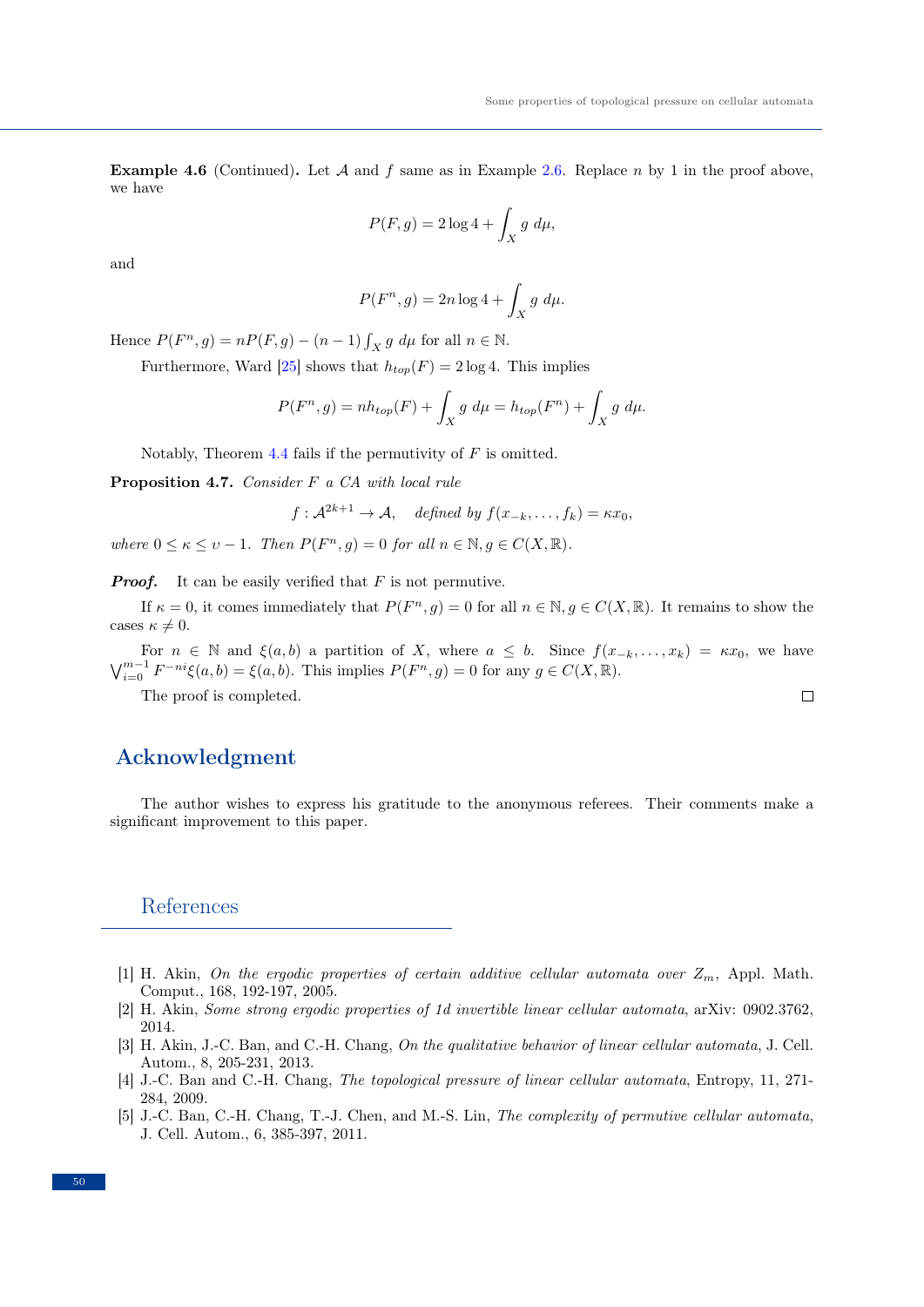**Example 4.6** (Continued)**.** Let $\mathcal{A}$ and $f$ same as in Example 2.6. Replace $n$ by 1 in the proof above, we have

$$P(F,g) = 2\log 4 + \int_X g \; d\mu,$$

and

$$P(F^n,g) = 2n\log 4 + \int_X g \; d\mu.$$

Hence $P(F^n,g) = nP(F,g) - (n-1)\int_X g \; d\mu$ for all $n \in \mathbb{N}$.

Furthermore, Ward [25] shows that $h_{top}(F) = 2\log 4$. This implies

$$P(F^n,g) = nh_{top}(F) + \int_X g \; d\mu = h_{top}(F^n) + \int_X g \; d\mu.$$

Notably, Theorem 4.4 fails if the permutivity of $F$ is omitted.

**Proposition 4.7.** *Consider $F$ a CA with local rule*

$$f : \mathcal{A}^{2k+1} \to \mathcal{A}, \quad \textit{defined by } f(x_{-k},\ldots,f_k) = \kappa x_0,$$

*where $0 \leq \kappa \leq \upsilon - 1$. Then $P(F^n,g) = 0$ for all $n \in \mathbb{N}, g \in C(X,\mathbb{R})$.*

***Proof.*** It can be easily verified that $F$ is not permutive.

If $\kappa = 0$, it comes immediately that $P(F^n,g) = 0$ for all $n \in \mathbb{N}, g \in C(X,\mathbb{R})$. It remains to show the cases $\kappa \neq 0$.

For $n \in \mathbb{N}$ and $\xi(a,b)$ a partition of $X$, where $a \leq b$. Since $f(x_{-k},\ldots,x_k) = \kappa x_0$, we have $\bigvee_{i=0}^{m-1} F^{-ni}\xi(a,b) = \xi(a,b)$. This implies $P(F^n,g) = 0$ for any $g \in C(X,\mathbb{R})$.

The proof is completed. □

# Acknowledgment

The author wishes to express his gratitude to the anonymous referees. Their comments make a significant improvement to this paper.

# References

[1] H. Akin, *On the ergodic properties of certain additive cellular automata over $Z_m$*, Appl. Math. Comput., 168, 192-197, 2005.

[2] H. Akin, *Some strong ergodic properties of 1d invertible linear cellular automata*, arXiv: 0902.3762, 2014.

[3] H. Akin, J.-C. Ban, and C.-H. Chang, *On the qualitative behavior of linear cellular automata*, J. Cell. Autom., 8, 205-231, 2013.

[4] J.-C. Ban and C.-H. Chang, *The topological pressure of linear cellular automata*, Entropy, 11, 271-284, 2009.

[5] J.-C. Ban, C.-H. Chang, T.-J. Chen, and M.-S. Lin, *The complexity of permutive cellular automata*, J. Cell. Autom., 6, 385-397, 2011.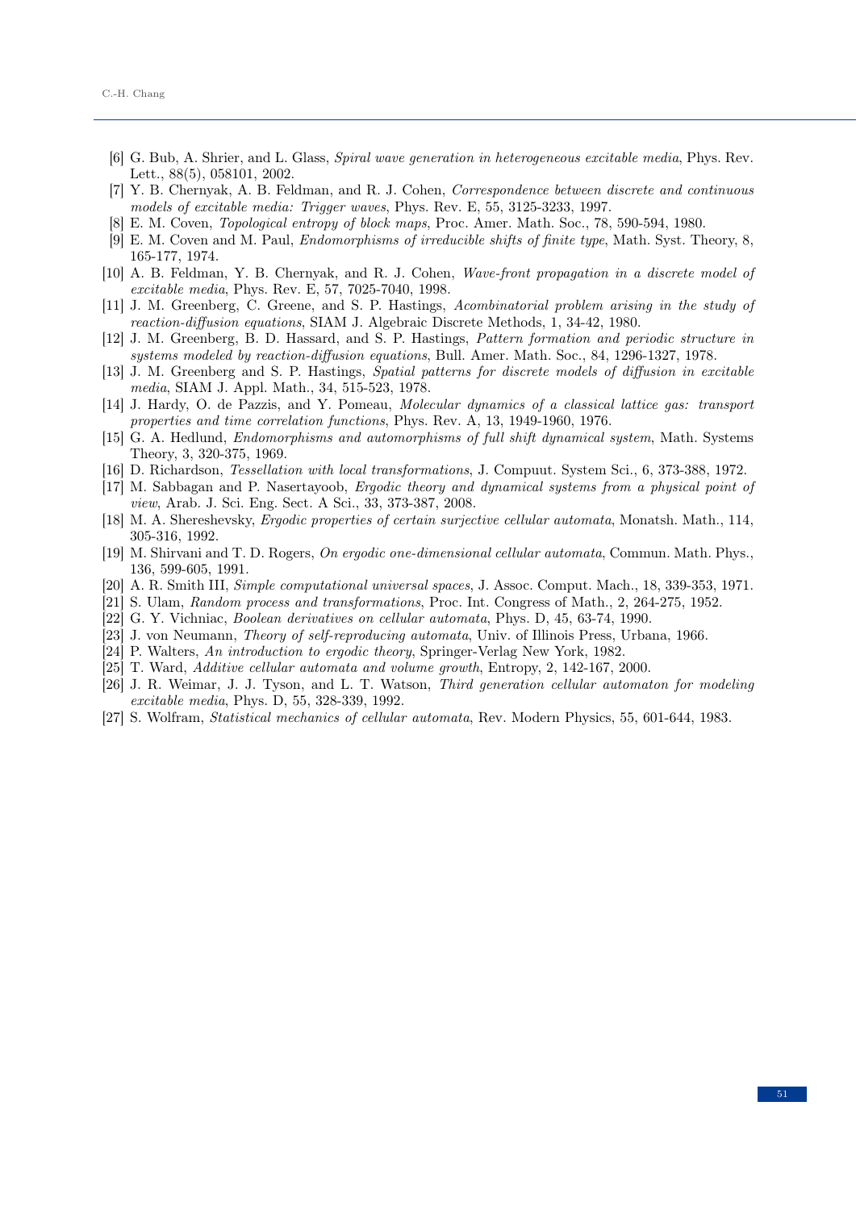[6] G. Bub, A. Shrier, and L. Glass, *Spiral wave generation in heterogeneous excitable media*, Phys. Rev. Lett., 88(5), 058101, 2002.

[7] Y. B. Chernyak, A. B. Feldman, and R. J. Cohen, *Correspondence between discrete and continuous models of excitable media: Trigger waves*, Phys. Rev. E, 55, 3125-3233, 1997.

[8] E. M. Coven, *Topological entropy of block maps*, Proc. Amer. Math. Soc., 78, 590-594, 1980.

[9] E. M. Coven and M. Paul, *Endomorphisms of irreducible shifts of finite type*, Math. Syst. Theory, 8, 165-177, 1974.

[10] A. B. Feldman, Y. B. Chernyak, and R. J. Cohen, *Wave-front propagation in a discrete model of excitable media*, Phys. Rev. E, 57, 7025-7040, 1998.

[11] J. M. Greenberg, C. Greene, and S. P. Hastings, *Acombinatorial problem arising in the study of reaction-diffusion equations*, SIAM J. Algebraic Discrete Methods, 1, 34-42, 1980.

[12] J. M. Greenberg, B. D. Hassard, and S. P. Hastings, *Pattern formation and periodic structure in systems modeled by reaction-diffusion equations*, Bull. Amer. Math. Soc., 84, 1296-1327, 1978.

[13] J. M. Greenberg and S. P. Hastings, *Spatial patterns for discrete models of diffusion in excitable media*, SIAM J. Appl. Math., 34, 515-523, 1978.

[14] J. Hardy, O. de Pazzis, and Y. Pomeau, *Molecular dynamics of a classical lattice gas: transport properties and time correlation functions*, Phys. Rev. A, 13, 1949-1960, 1976.

[15] G. A. Hedlund, *Endomorphisms and automorphisms of full shift dynamical system*, Math. Systems Theory, 3, 320-375, 1969.

[16] D. Richardson, *Tessellation with local transformations*, J. Compuut. System Sci., 6, 373-388, 1972.

[17] M. Sabbagan and P. Nasertayoob, *Ergodic theory and dynamical systems from a physical point of view*, Arab. J. Sci. Eng. Sect. A Sci., 33, 373-387, 2008.

[18] M. A. Shereshevsky, *Ergodic properties of certain surjective cellular automata*, Monatsh. Math., 114, 305-316, 1992.

[19] M. Shirvani and T. D. Rogers, *On ergodic one-dimensional cellular automata*, Commun. Math. Phys., 136, 599-605, 1991.

[20] A. R. Smith III, *Simple computational universal spaces*, J. Assoc. Comput. Mach., 18, 339-353, 1971.

[21] S. Ulam, *Random process and transformations*, Proc. Int. Congress of Math., 2, 264-275, 1952.

[22] G. Y. Vichniac, *Boolean derivatives on cellular automata*, Phys. D, 45, 63-74, 1990.

[23] J. von Neumann, *Theory of self-reproducing automata*, Univ. of Illinois Press, Urbana, 1966.

[24] P. Walters, *An introduction to ergodic theory*, Springer-Verlag New York, 1982.

[25] T. Ward, *Additive cellular automata and volume growth*, Entropy, 2, 142-167, 2000.

[26] J. R. Weimar, J. J. Tyson, and L. T. Watson, *Third generation cellular automaton for modeling excitable media*, Phys. D, 55, 328-339, 1992.

[27] S. Wolfram, *Statistical mechanics of cellular automata*, Rev. Modern Physics, 55, 601-644, 1983.